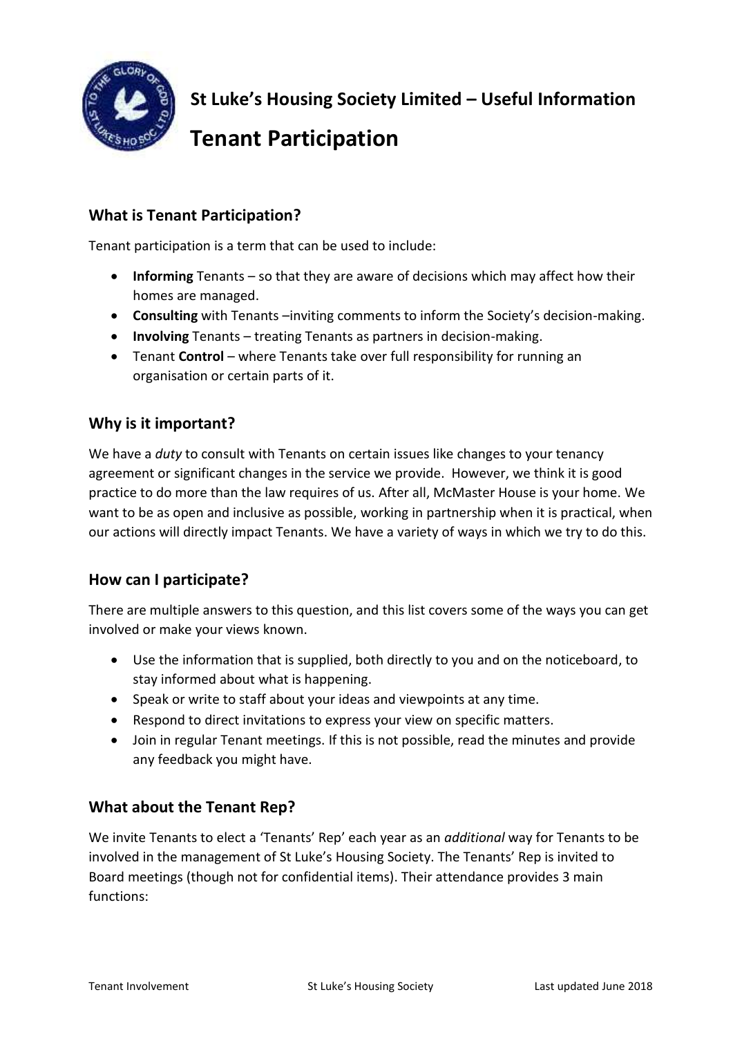# St Luke's Housing Society Limited – Useful Information

# Tenant Participation

## What is Tenant Participation?

Tenant participation is a term that can be used to include:

- **Informing** Tenants – so that they are aware of decisions which may affect how their homes are managed.
- **Consulting** with Tenants –inviting comments to inform the Society's decision-making.
- **Involving** Tenants – treating Tenants as partners in decision-making.
- Tenant **Control** – where Tenants take over full responsibility for running an organisation or certain parts of it.

## Why is it important?

We have a *duty* to consult with Tenants on certain issues like changes to your tenancy agreement or significant changes in the service we provide. However, we think it is good practice to do more than the law requires of us. After all, McMaster House is your home. We want to be as open and inclusive as possible, working in partnership when it is practical, when our actions will directly impact Tenants. We have a variety of ways in which we try to do this.

## How can I participate?

There are multiple answers to this question, and this list covers some of the ways you can get involved or make your views known.

- Use the information that is supplied, both directly to you and on the noticeboard, to stay informed about what is happening.
- Speak or write to staff about your ideas and viewpoints at any time.
- Respond to direct invitations to express your view on specific matters.
- Join in regular Tenant meetings. If this is not possible, read the minutes and provide any feedback you might have.

## What about the Tenant Rep?

We invite Tenants to elect a 'Tenants' Rep' each year as an *additional* way for Tenants to be involved in the management of St Luke's Housing Society. The Tenants' Rep is invited to Board meetings (though not for confidential items). Their attendance provides 3 main functions: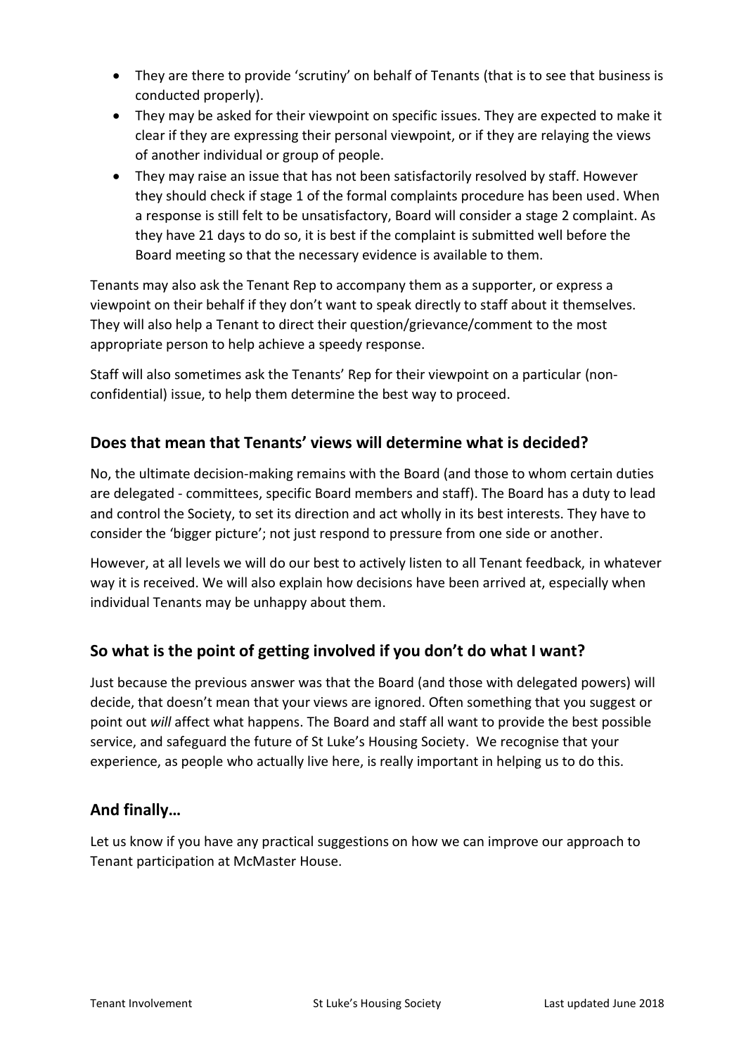- They are there to provide 'scrutiny' on behalf of Tenants (that is to see that business is conducted properly).
- They may be asked for their viewpoint on specific issues. They are expected to make it clear if they are expressing their personal viewpoint, or if they are relaying the views of another individual or group of people.
- They may raise an issue that has not been satisfactorily resolved by staff. However they should check if stage 1 of the formal complaints procedure has been used. When a response is still felt to be unsatisfactory, Board will consider a stage 2 complaint. As they have 21 days to do so, it is best if the complaint is submitted well before the Board meeting so that the necessary evidence is available to them.

Tenants may also ask the Tenant Rep to accompany them as a supporter, or express a viewpoint on their behalf if they don't want to speak directly to staff about it themselves. They will also help a Tenant to direct their question/grievance/comment to the most appropriate person to help achieve a speedy response.

Staff will also sometimes ask the Tenants' Rep for their viewpoint on a particular (non-confidential) issue, to help them determine the best way to proceed.

## Does that mean that Tenants' views will determine what is decided?

No, the ultimate decision-making remains with the Board (and those to whom certain duties are delegated - committees, specific Board members and staff). The Board has a duty to lead and control the Society, to set its direction and act wholly in its best interests. They have to consider the 'bigger picture'; not just respond to pressure from one side or another.

However, at all levels we will do our best to actively listen to all Tenant feedback, in whatever way it is received. We will also explain how decisions have been arrived at, especially when individual Tenants may be unhappy about them.

## So what is the point of getting involved if you don't do what I want?

Just because the previous answer was that the Board (and those with delegated powers) will decide, that doesn't mean that your views are ignored. Often something that you suggest or point out *will* affect what happens. The Board and staff all want to provide the best possible service, and safeguard the future of St Luke's Housing Society. We recognise that your experience, as people who actually live here, is really important in helping us to do this.

## And finally…

Let us know if you have any practical suggestions on how we can improve our approach to Tenant participation at McMaster House.